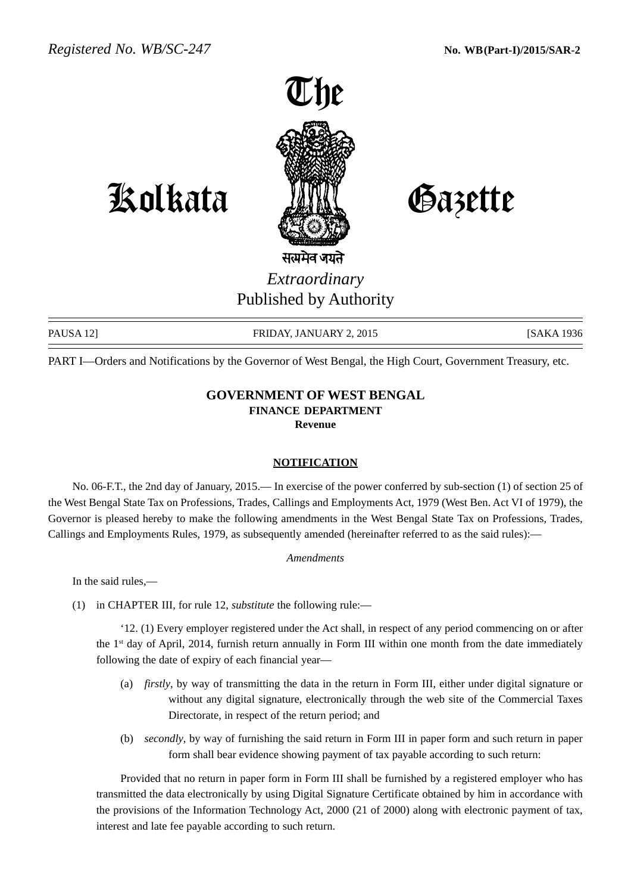*Registered No. WB/SC-247* **No. WB(Part-I)/2015/SAR-2**

# The Kolkata Gazette

सत्यमेव जयते

*Extraordinary*

Published by Authority

PAUSA 12] FRIDAY, JANUARY 2, 2015 [SAKA 1936

PART I—Orders and Notifications by the Governor of West Bengal, the High Court, Government Treasury, etc.

## GOVERNMENT OF WEST BENGAL
### FINANCE DEPARTMENT
### Revenue

### NOTIFICATION

No. 06-F.T., the 2nd day of January, 2015.— In exercise of the power conferred by sub-section (1) of section 25 of the West Bengal State Tax on Professions, Trades, Callings and Employments Act, 1979 (West Ben. Act VI of 1979), the Governor is pleased hereby to make the following amendments in the West Bengal State Tax on Professions, Trades, Callings and Employments Rules, 1979, as subsequently amended (hereinafter referred to as the said rules):—

*Amendments*

In the said rules,—

(1) in CHAPTER III, for rule 12, *substitute* the following rule:—

'12. (1) Every employer registered under the Act shall, in respect of any period commencing on or after the 1st day of April, 2014, furnish return annually in Form III within one month from the date immediately following the date of expiry of each financial year—

(a) *firstly*, by way of transmitting the data in the return in Form III, either under digital signature or without any digital signature, electronically through the web site of the Commercial Taxes Directorate, in respect of the return period; and

(b) *secondly*, by way of furnishing the said return in Form III in paper form and such return in paper form shall bear evidence showing payment of tax payable according to such return:

Provided that no return in paper form in Form III shall be furnished by a registered employer who has transmitted the data electronically by using Digital Signature Certificate obtained by him in accordance with the provisions of the Information Technology Act, 2000 (21 of 2000) along with electronic payment of tax, interest and late fee payable according to such return.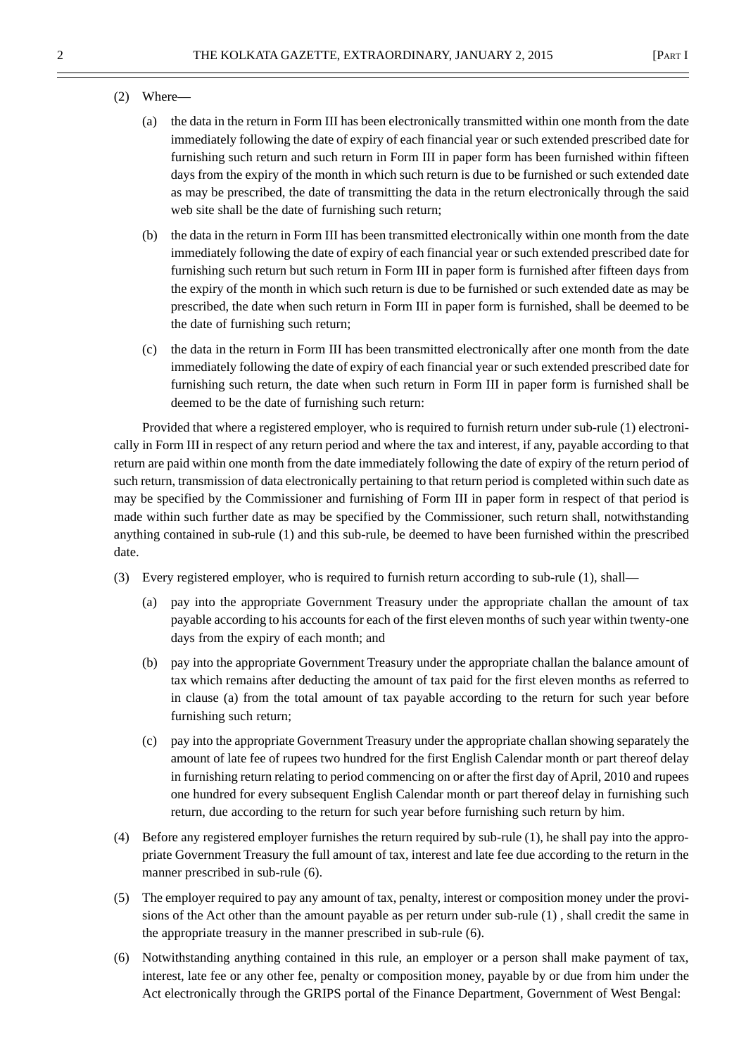(2) Where—

(a) the data in the return in Form III has been electronically transmitted within one month from the date immediately following the date of expiry of each financial year or such extended prescribed date for furnishing such return and such return in Form III in paper form has been furnished within fifteen days from the expiry of the month in which such return is due to be furnished or such extended date as may be prescribed, the date of transmitting the data in the return electronically through the said web site shall be the date of furnishing such return;

(b) the data in the return in Form III has been transmitted electronically within one month from the date immediately following the date of expiry of each financial year or such extended prescribed date for furnishing such return but such return in Form III in paper form is furnished after fifteen days from the expiry of the month in which such return is due to be furnished or such extended date as may be prescribed, the date when such return in Form III in paper form is furnished, shall be deemed to be the date of furnishing such return;

(c) the data in the return in Form III has been transmitted electronically after one month from the date immediately following the date of expiry of each financial year or such extended prescribed date for furnishing such return, the date when such return in Form III in paper form is furnished shall be deemed to be the date of furnishing such return:

Provided that where a registered employer, who is required to furnish return under sub-rule (1) electronically in Form III in respect of any return period and where the tax and interest, if any, payable according to that return are paid within one month from the date immediately following the date of expiry of the return period of such return, transmission of data electronically pertaining to that return period is completed within such date as may be specified by the Commissioner and furnishing of Form III in paper form in respect of that period is made within such further date as may be specified by the Commissioner, such return shall, notwithstanding anything contained in sub-rule (1) and this sub-rule, be deemed to have been furnished within the prescribed date.

(3) Every registered employer, who is required to furnish return according to sub-rule (1), shall—

(a) pay into the appropriate Government Treasury under the appropriate challan the amount of tax payable according to his accounts for each of the first eleven months of such year within twenty-one days from the expiry of each month; and

(b) pay into the appropriate Government Treasury under the appropriate challan the balance amount of tax which remains after deducting the amount of tax paid for the first eleven months as referred to in clause (a) from the total amount of tax payable according to the return for such year before furnishing such return;

(c) pay into the appropriate Government Treasury under the appropriate challan showing separately the amount of late fee of rupees two hundred for the first English Calendar month or part thereof delay in furnishing return relating to period commencing on or after the first day of April, 2010 and rupees one hundred for every subsequent English Calendar month or part thereof delay in furnishing such return, due according to the return for such year before furnishing such return by him.

(4) Before any registered employer furnishes the return required by sub-rule (1), he shall pay into the appropriate Government Treasury the full amount of tax, interest and late fee due according to the return in the manner prescribed in sub-rule (6).

(5) The employer required to pay any amount of tax, penalty, interest or composition money under the provisions of the Act other than the amount payable as per return under sub-rule (1) , shall credit the same in the appropriate treasury in the manner prescribed in sub-rule (6).

(6) Notwithstanding anything contained in this rule, an employer or a person shall make payment of tax, interest, late fee or any other fee, penalty or composition money, payable by or due from him under the Act electronically through the GRIPS portal of the Finance Department, Government of West Bengal: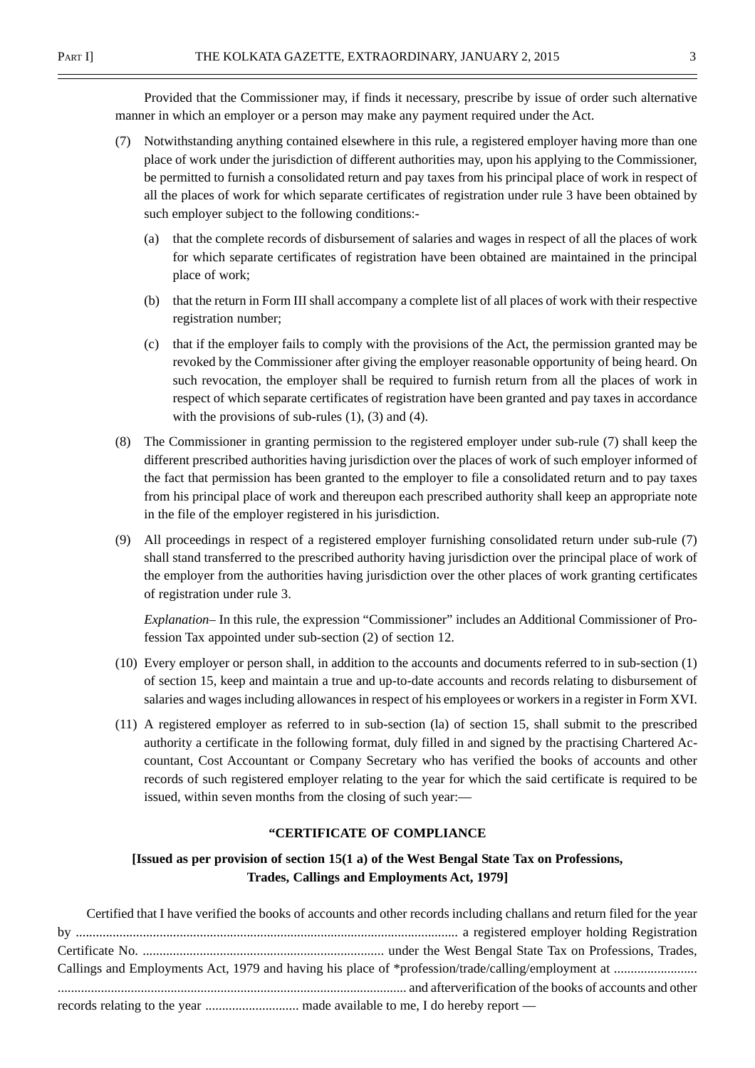Provided that the Commissioner may, if finds it necessary, prescribe by issue of order such alternative manner in which an employer or a person may make any payment required under the Act.

(7) Notwithstanding anything contained elsewhere in this rule, a registered employer having more than one place of work under the jurisdiction of different authorities may, upon his applying to the Commissioner, be permitted to furnish a consolidated return and pay taxes from his principal place of work in respect of all the places of work for which separate certificates of registration under rule 3 have been obtained by such employer subject to the following conditions:-

(a) that the complete records of disbursement of salaries and wages in respect of all the places of work for which separate certificates of registration have been obtained are maintained in the principal place of work;

(b) that the return in Form III shall accompany a complete list of all places of work with their respective registration number;

(c) that if the employer fails to comply with the provisions of the Act, the permission granted may be revoked by the Commissioner after giving the employer reasonable opportunity of being heard. On such revocation, the employer shall be required to furnish return from all the places of work in respect of which separate certificates of registration have been granted and pay taxes in accordance with the provisions of sub-rules (1), (3) and (4).

(8) The Commissioner in granting permission to the registered employer under sub-rule (7) shall keep the different prescribed authorities having jurisdiction over the places of work of such employer informed of the fact that permission has been granted to the employer to file a consolidated return and to pay taxes from his principal place of work and thereupon each prescribed authority shall keep an appropriate note in the file of the employer registered in his jurisdiction.

(9) All proceedings in respect of a registered employer furnishing consolidated return under sub-rule (7) shall stand transferred to the prescribed authority having jurisdiction over the principal place of work of the employer from the authorities having jurisdiction over the other places of work granting certificates of registration under rule 3.

*Explanation*– In this rule, the expression "Commissioner" includes an Additional Commissioner of Profession Tax appointed under sub-section (2) of section 12.

(10) Every employer or person shall, in addition to the accounts and documents referred to in sub-section (1) of section 15, keep and maintain a true and up-to-date accounts and records relating to disbursement of salaries and wages including allowances in respect of his employees or workers in a register in Form XVI.

(11) A registered employer as referred to in sub-section (la) of section 15, shall submit to the prescribed authority a certificate in the following format, duly filled in and signed by the practising Chartered Accountant, Cost Accountant or Company Secretary who has verified the books of accounts and other records of such registered employer relating to the year for which the said certificate is required to be issued, within seven months from the closing of such year:—

**"CERTIFICATE OF COMPLIANCE**

**[Issued as per provision of section 15(1 a) of the West Bengal State Tax on Professions, Trades, Callings and Employments Act, 1979]**

Certified that I have verified the books of accounts and other records including challans and return filed for the year by ................................................................................................................... a registered employer holding Registration Certificate No. ........................................................................ under the West Bengal State Tax on Professions, Trades, Callings and Employments Act, 1979 and having his place of *profession/trade/calling/employment at ......................... ........................................................................................................ and afterverification of the books of accounts and other records relating to the year ........................... made available to me, I do hereby report —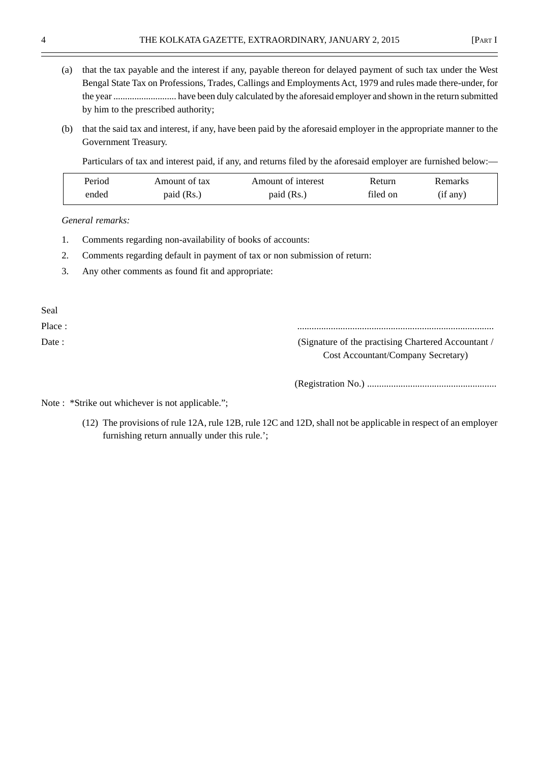(a) that the tax payable and the interest if any, payable thereon for delayed payment of such tax under the West Bengal State Tax on Professions, Trades, Callings and Employments Act, 1979 and rules made there-under, for the year .......................... have been duly calculated by the aforesaid employer and shown in the return submitted by him to the prescribed authority;

(b) that the said tax and interest, if any, have been paid by the aforesaid employer in the appropriate manner to the Government Treasury.

Particulars of tax and interest paid, if any, and returns filed by the aforesaid employer are furnished below:—

| Period ended | Amount of tax paid (Rs.) | Amount of interest paid (Rs.) | Return filed on | Remarks (if any) |
|---|---|---|---|---|

*General remarks:*

1. Comments regarding non-availability of books of accounts:
2. Comments regarding default in payment of tax or non submission of return:
3. Any other comments as found fit and appropriate:

Seal

Place :

Date :

.................................................................................

(Signature of the practising Chartered Accountant / Cost Accountant/Company Secretary)

(Registration No.) .....................................................

Note : *Strike out whichever is not applicable.";

(12) The provisions of rule 12A, rule 12B, rule 12C and 12D, shall not be applicable in respect of an employer furnishing return annually under this rule.';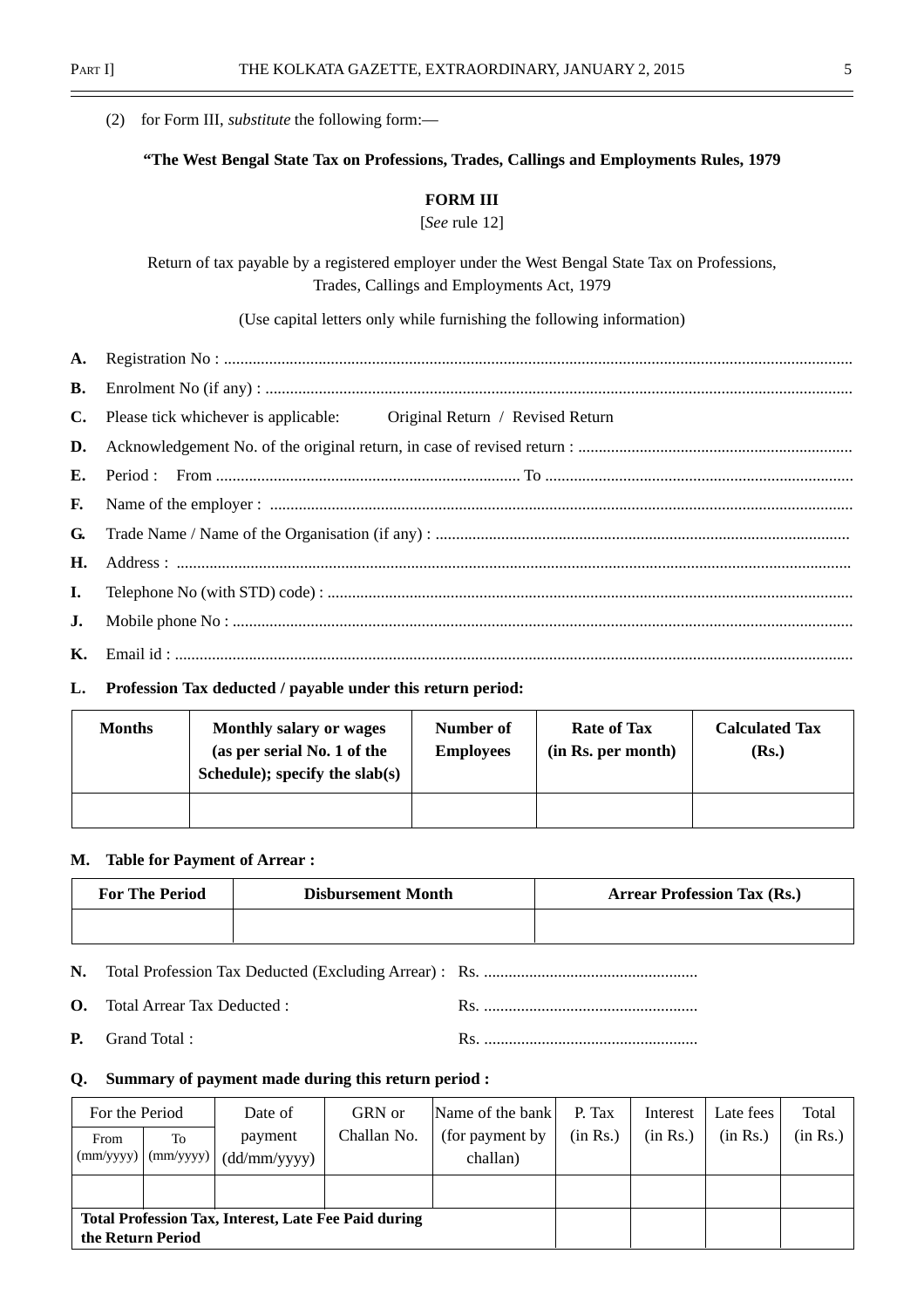(2) for Form III, *substitute* the following form:—

**"The West Bengal State Tax on Professions, Trades, Callings and Employments Rules, 1979**

**FORM III**

[*See* rule 12]

Return of tax payable by a registered employer under the West Bengal State Tax on Professions, Trades, Callings and Employments Act, 1979

(Use capital letters only while furnishing the following information)

**A.** Registration No : ..........................................................................................................................................

**B.** Enrolment No (if any) : ...................................................................................................................................

**C.** Please tick whichever is applicable: Original Return / Revised Return

**D.** Acknowledgement No. of the original return, in case of revised return : ..................................................................

**E.** Period : From ......................................................................... To .........................................................................

**F.** Name of the employer : ..........................................................................................................................................

**G.** Trade Name / Name of the Organisation (if any) : ....................................................................................................

**H.** Address : ..........................................................................................................................................

**I.** Telephone No (with STD) code) : ..............................................................................................................................

**J.** Mobile phone No : ..........................................................................................................................................

**K.** Email id : ..........................................................................................................................................

**L. Profession Tax deducted / payable under this return period:**

| Months | Monthly salary or wages (as per serial No. 1 of the Schedule); specify the slab(s) | Number of Employees | Rate of Tax (in Rs. per month) | Calculated Tax (Rs.) |
|---|---|---|---|---|
| | | | | |

**M. Table for Payment of Arrear :**

| For The Period | Disbursement Month | Arrear Profession Tax (Rs.) |
|---|---|---|
| | | |

**N.** Total Profession Tax Deducted (Excluding Arrear) : Rs. ....................................................

**O.** Total Arrear Tax Deducted : Rs. ....................................................

**P.** Grand Total : Rs. ....................................................

**Q. Summary of payment made during this return period :**

| For the Period | | Date of payment (dd/mm/yyyy) | GRN or Challan No. | Name of the bank (for payment by challan) | P. Tax (in Rs.) | Interest (in Rs.) | Late fees (in Rs.) | Total (in Rs.) |
|---|---|---|---|---|---|---|---|---|
| From (mm/yyyy) | To (mm/yyyy) | | | | | | | |
| | | | | | | | | |
| **Total Profession Tax, Interest, Late Fee Paid during the Return Period** | | | | | | | | |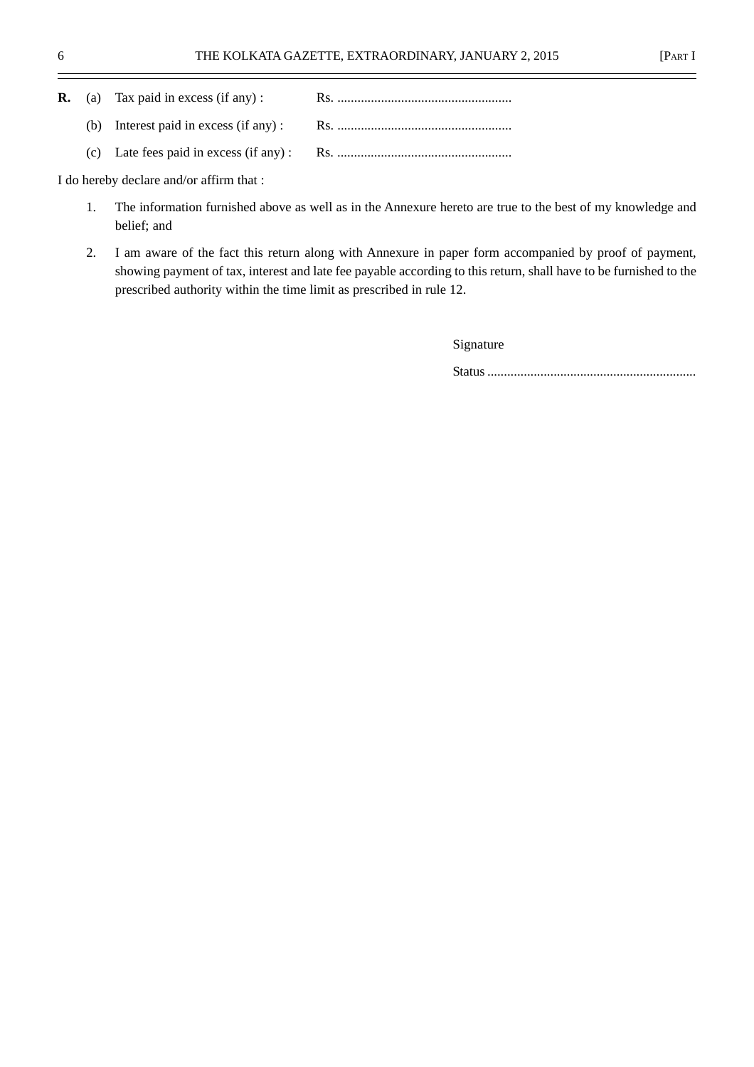**R.** (a) Tax paid in excess (if any) : Rs. ....................................................

(b) Interest paid in excess (if any) : Rs. ....................................................

(c) Late fees paid in excess (if any) : Rs. ....................................................

I do hereby declare and/or affirm that :

1. The information furnished above as well as in the Annexure hereto are true to the best of my knowledge and belief; and

2. I am aware of the fact this return along with Annexure in paper form accompanied by proof of payment, showing payment of tax, interest and late fee payable according to this return, shall have to be furnished to the prescribed authority within the time limit as prescribed in rule 12.

Signature

Status ..............................................................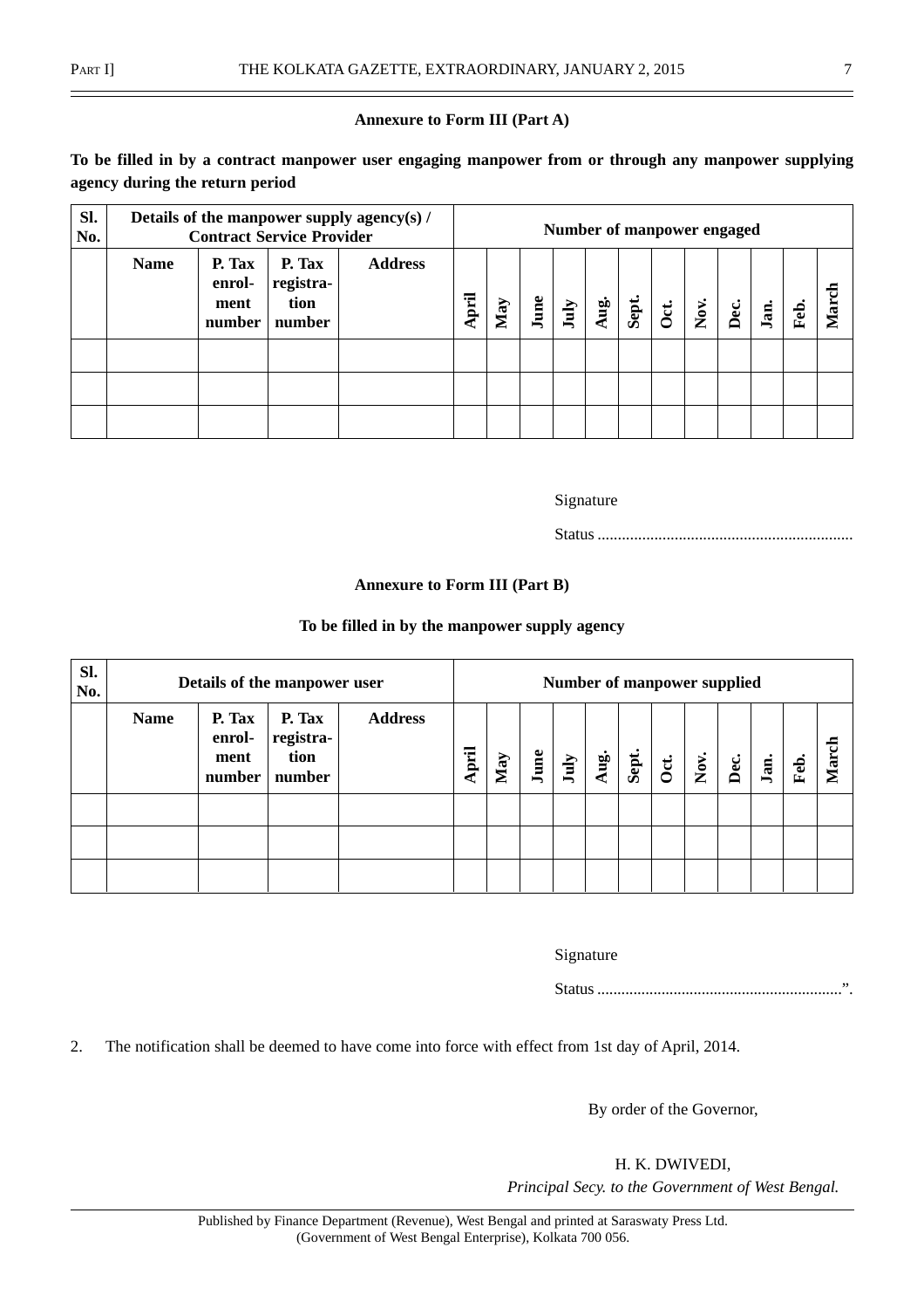**Annexure to Form III (Part A)**

**To be filled in by a contract manpower user engaging manpower from or through any manpower supplying agency during the return period**

| Sl. No. | Details of the manpower supply agency(s) / Contract Service Provider | | | | Number of manpower engaged | | | | | | | | | | | |
|---|---|---|---|---|---|---|---|---|---|---|---|---|---|---|---|---|
| | Name | P. Tax enrol-ment number | P. Tax registra-tion number | Address | April | May | June | July | Aug. | Sept. | Oct. | Nov. | Dec. | Jan. | Feb. | March |
| | | | | | | | | | | | | | | | | |
| | | | | | | | | | | | | | | | | |
| | | | | | | | | | | | | | | | | |

Signature

Status ..............................................................

**Annexure to Form III (Part B)**

**To be filled in by the manpower supply agency**

| Sl. No. | Details of the manpower user | | | | Number of manpower supplied | | | | | | | | | | | |
|---|---|---|---|---|---|---|---|---|---|---|---|---|---|---|---|---|
| | Name | P. Tax enrol-ment number | P. Tax registra-tion number | Address | April | May | June | July | Aug. | Sept. | Oct. | Nov. | Dec. | Jan. | Feb. | March |
| | | | | | | | | | | | | | | | | |
| | | | | | | | | | | | | | | | | |
| | | | | | | | | | | | | | | | | |

Signature

Status ............................................................".

2. The notification shall be deemed to have come into force with effect from 1st day of April, 2014.

By order of the Governor,

H. K. DWIVEDI,
*Principal Secy. to the Government of West Bengal.*

Published by Finance Department (Revenue), West Bengal and printed at Saraswaty Press Ltd. (Government of West Bengal Enterprise), Kolkata 700 056.